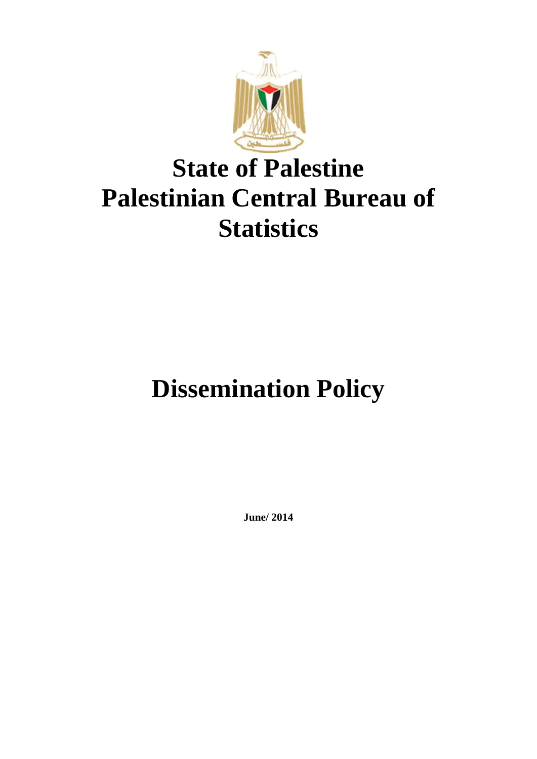# State of Palestine
# Palestinian Central Bureau of Statistics

# Dissemination Policy

**June/ 2014**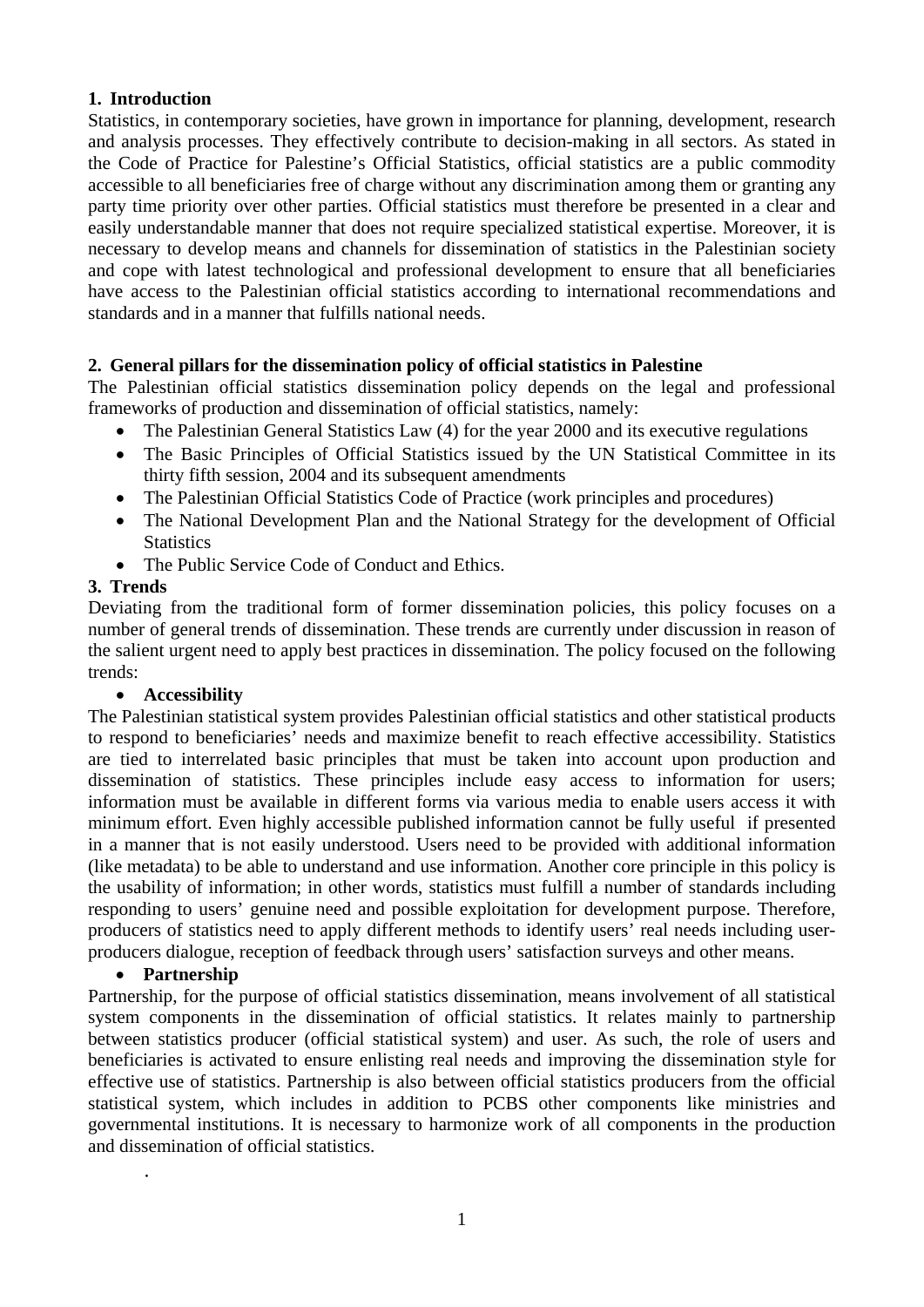## 1. Introduction

Statistics, in contemporary societies, have grown in importance for planning, development, research and analysis processes. They effectively contribute to decision-making in all sectors. As stated in the Code of Practice for Palestine's Official Statistics, official statistics are a public commodity accessible to all beneficiaries free of charge without any discrimination among them or granting any party time priority over other parties. Official statistics must therefore be presented in a clear and easily understandable manner that does not require specialized statistical expertise. Moreover, it is necessary to develop means and channels for dissemination of statistics in the Palestinian society and cope with latest technological and professional development to ensure that all beneficiaries have access to the Palestinian official statistics according to international recommendations and standards and in a manner that fulfills national needs.

## 2. General pillars for the dissemination policy of official statistics in Palestine

The Palestinian official statistics dissemination policy depends on the legal and professional frameworks of production and dissemination of official statistics, namely:

- The Palestinian General Statistics Law (4) for the year 2000 and its executive regulations
- The Basic Principles of Official Statistics issued by the UN Statistical Committee in its thirty fifth session, 2004 and its subsequent amendments
- The Palestinian Official Statistics Code of Practice (work principles and procedures)
- The National Development Plan and the National Strategy for the development of Official Statistics
- The Public Service Code of Conduct and Ethics.

## 3. Trends

Deviating from the traditional form of former dissemination policies, this policy focuses on a number of general trends of dissemination. These trends are currently under discussion in reason of the salient urgent need to apply best practices in dissemination. The policy focused on the following trends:

- **Accessibility**

The Palestinian statistical system provides Palestinian official statistics and other statistical products to respond to beneficiaries' needs and maximize benefit to reach effective accessibility. Statistics are tied to interrelated basic principles that must be taken into account upon production and dissemination of statistics. These principles include easy access to information for users; information must be available in different forms via various media to enable users access it with minimum effort. Even highly accessible published information cannot be fully useful if presented in a manner that is not easily understood. Users need to be provided with additional information (like metadata) to be able to understand and use information. Another core principle in this policy is the usability of information; in other words, statistics must fulfill a number of standards including responding to users' genuine need and possible exploitation for development purpose. Therefore, producers of statistics need to apply different methods to identify users' real needs including user-producers dialogue, reception of feedback through users' satisfaction surveys and other means.

- **Partnership**

Partnership, for the purpose of official statistics dissemination, means involvement of all statistical system components in the dissemination of official statistics. It relates mainly to partnership between statistics producer (official statistical system) and user. As such, the role of users and beneficiaries is activated to ensure enlisting real needs and improving the dissemination style for effective use of statistics. Partnership is also between official statistics producers from the official statistical system, which includes in addition to PCBS other components like ministries and governmental institutions. It is necessary to harmonize work of all components in the production and dissemination of official statistics.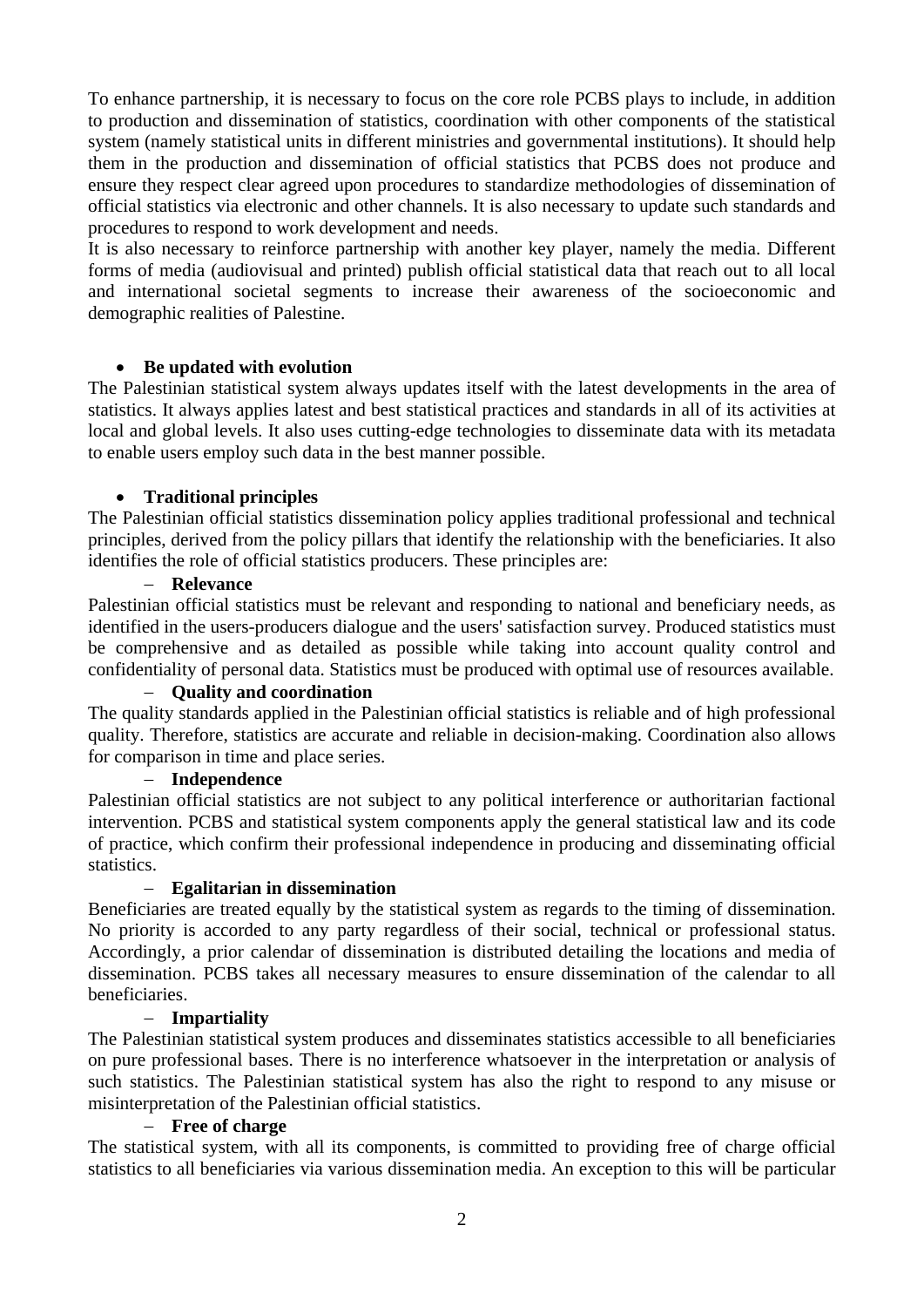To enhance partnership, it is necessary to focus on the core role PCBS plays to include, in addition to production and dissemination of statistics, coordination with other components of the statistical system (namely statistical units in different ministries and governmental institutions). It should help them in the production and dissemination of official statistics that PCBS does not produce and ensure they respect clear agreed upon procedures to standardize methodologies of dissemination of official statistics via electronic and other channels. It is also necessary to update such standards and procedures to respond to work development and needs.

It is also necessary to reinforce partnership with another key player, namely the media. Different forms of media (audiovisual and printed) publish official statistical data that reach out to all local and international societal segments to increase their awareness of the socioeconomic and demographic realities of Palestine.

- **Be updated with evolution**

The Palestinian statistical system always updates itself with the latest developments in the area of statistics. It always applies latest and best statistical practices and standards in all of its activities at local and global levels. It also uses cutting-edge technologies to disseminate data with its metadata to enable users employ such data in the best manner possible.

- **Traditional principles**

The Palestinian official statistics dissemination policy applies traditional professional and technical principles, derived from the policy pillars that identify the relationship with the beneficiaries. It also identifies the role of official statistics producers. These principles are:

- **Relevance**

Palestinian official statistics must be relevant and responding to national and beneficiary needs, as identified in the users-producers dialogue and the users' satisfaction survey. Produced statistics must be comprehensive and as detailed as possible while taking into account quality control and confidentiality of personal data. Statistics must be produced with optimal use of resources available.

- **Quality and coordination**

The quality standards applied in the Palestinian official statistics is reliable and of high professional quality. Therefore, statistics are accurate and reliable in decision-making. Coordination also allows for comparison in time and place series.

- **Independence**

Palestinian official statistics are not subject to any political interference or authoritarian factional intervention. PCBS and statistical system components apply the general statistical law and its code of practice, which confirm their professional independence in producing and disseminating official statistics.

- **Egalitarian in dissemination**

Beneficiaries are treated equally by the statistical system as regards to the timing of dissemination. No priority is accorded to any party regardless of their social, technical or professional status. Accordingly, a prior calendar of dissemination is distributed detailing the locations and media of dissemination. PCBS takes all necessary measures to ensure dissemination of the calendar to all beneficiaries.

- **Impartiality**

The Palestinian statistical system produces and disseminates statistics accessible to all beneficiaries on pure professional bases. There is no interference whatsoever in the interpretation or analysis of such statistics. The Palestinian statistical system has also the right to respond to any misuse or misinterpretation of the Palestinian official statistics.

- **Free of charge**

The statistical system, with all its components, is committed to providing free of charge official statistics to all beneficiaries via various dissemination media. An exception to this will be particular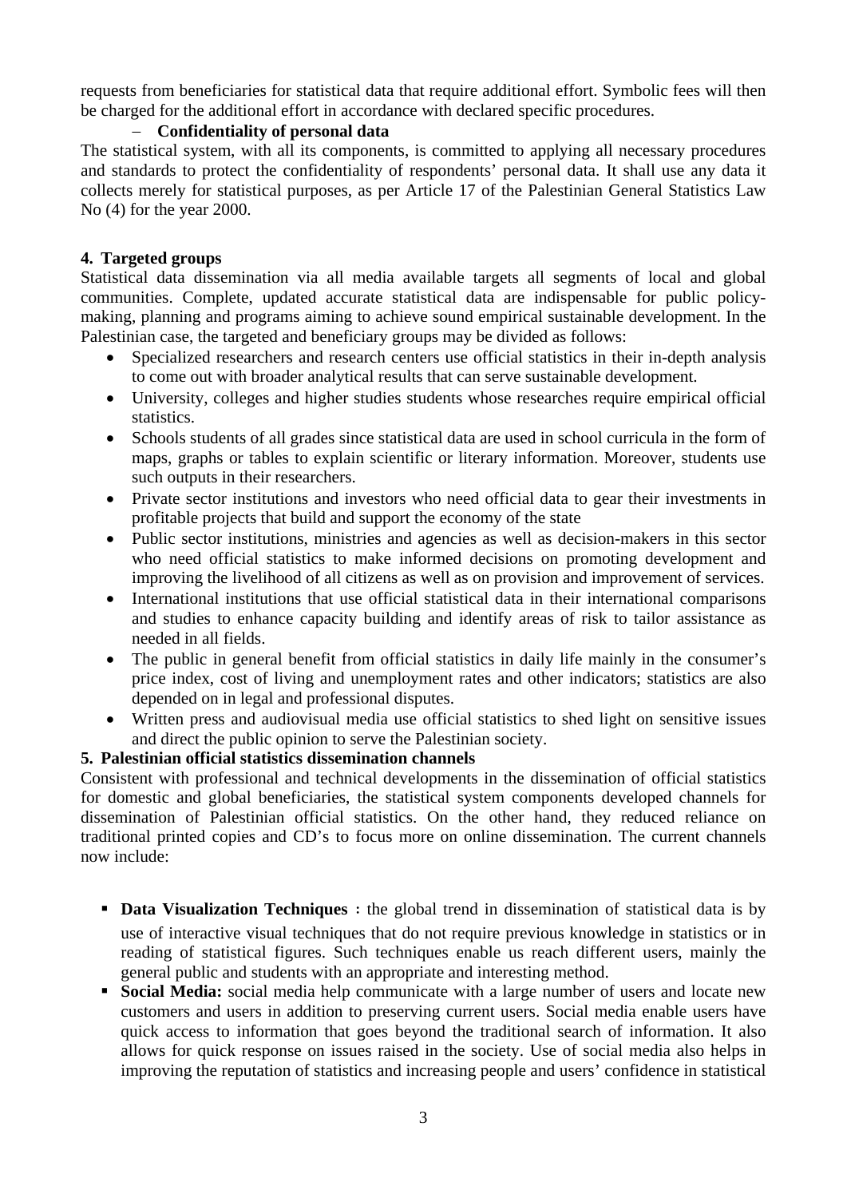requests from beneficiaries for statistical data that require additional effort. Symbolic fees will then be charged for the additional effort in accordance with declared specific procedures.

- **Confidentiality of personal data**

The statistical system, with all its components, is committed to applying all necessary procedures and standards to protect the confidentiality of respondents' personal data. It shall use any data it collects merely for statistical purposes, as per Article 17 of the Palestinian General Statistics Law No (4) for the year 2000.

## 4. Targeted groups

Statistical data dissemination via all media available targets all segments of local and global communities. Complete, updated accurate statistical data are indispensable for public policy-making, planning and programs aiming to achieve sound empirical sustainable development. In the Palestinian case, the targeted and beneficiary groups may be divided as follows:

- Specialized researchers and research centers use official statistics in their in-depth analysis to come out with broader analytical results that can serve sustainable development.
- University, colleges and higher studies students whose researches require empirical official statistics.
- Schools students of all grades since statistical data are used in school curricula in the form of maps, graphs or tables to explain scientific or literary information. Moreover, students use such outputs in their researchers.
- Private sector institutions and investors who need official data to gear their investments in profitable projects that build and support the economy of the state
- Public sector institutions, ministries and agencies as well as decision-makers in this sector who need official statistics to make informed decisions on promoting development and improving the livelihood of all citizens as well as on provision and improvement of services.
- International institutions that use official statistical data in their international comparisons and studies to enhance capacity building and identify areas of risk to tailor assistance as needed in all fields.
- The public in general benefit from official statistics in daily life mainly in the consumer's price index, cost of living and unemployment rates and other indicators; statistics are also depended on in legal and professional disputes.
- Written press and audiovisual media use official statistics to shed light on sensitive issues and direct the public opinion to serve the Palestinian society.

## 5. Palestinian official statistics dissemination channels

Consistent with professional and technical developments in the dissemination of official statistics for domestic and global beneficiaries, the statistical system components developed channels for dissemination of Palestinian official statistics. On the other hand, they reduced reliance on traditional printed copies and CD's to focus more on online dissemination. The current channels now include:

- **Data Visualization Techniques** : the global trend in dissemination of statistical data is by use of interactive visual techniques that do not require previous knowledge in statistics or in reading of statistical figures. Such techniques enable us reach different users, mainly the general public and students with an appropriate and interesting method.
- **Social Media:** social media help communicate with a large number of users and locate new customers and users in addition to preserving current users. Social media enable users have quick access to information that goes beyond the traditional search of information. It also allows for quick response on issues raised in the society. Use of social media also helps in improving the reputation of statistics and increasing people and users' confidence in statistical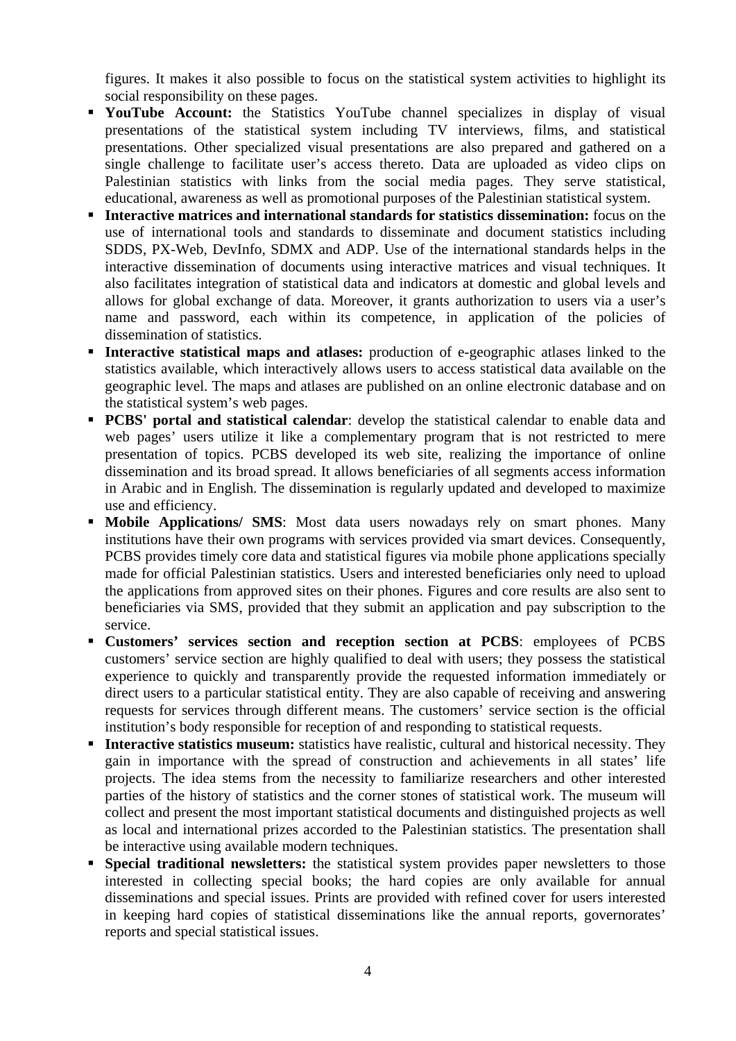figures. It makes it also possible to focus on the statistical system activities to highlight its social responsibility on these pages.

- **YouTube Account:** the Statistics YouTube channel specializes in display of visual presentations of the statistical system including TV interviews, films, and statistical presentations. Other specialized visual presentations are also prepared and gathered on a single challenge to facilitate user's access thereto. Data are uploaded as video clips on Palestinian statistics with links from the social media pages. They serve statistical, educational, awareness as well as promotional purposes of the Palestinian statistical system.
- **Interactive matrices and international standards for statistics dissemination:** focus on the use of international tools and standards to disseminate and document statistics including SDDS, PX-Web, DevInfo, SDMX and ADP. Use of the international standards helps in the interactive dissemination of documents using interactive matrices and visual techniques. It also facilitates integration of statistical data and indicators at domestic and global levels and allows for global exchange of data. Moreover, it grants authorization to users via a user's name and password, each within its competence, in application of the policies of dissemination of statistics.
- **Interactive statistical maps and atlases:** production of e-geographic atlases linked to the statistics available, which interactively allows users to access statistical data available on the geographic level. The maps and atlases are published on an online electronic database and on the statistical system's web pages.
- **PCBS' portal and statistical calendar**: develop the statistical calendar to enable data and web pages' users utilize it like a complementary program that is not restricted to mere presentation of topics. PCBS developed its web site, realizing the importance of online dissemination and its broad spread. It allows beneficiaries of all segments access information in Arabic and in English. The dissemination is regularly updated and developed to maximize use and efficiency.
- **Mobile Applications/ SMS**: Most data users nowadays rely on smart phones. Many institutions have their own programs with services provided via smart devices. Consequently, PCBS provides timely core data and statistical figures via mobile phone applications specially made for official Palestinian statistics. Users and interested beneficiaries only need to upload the applications from approved sites on their phones. Figures and core results are also sent to beneficiaries via SMS, provided that they submit an application and pay subscription to the service.
- **Customers' services section and reception section at PCBS**: employees of PCBS customers' service section are highly qualified to deal with users; they possess the statistical experience to quickly and transparently provide the requested information immediately or direct users to a particular statistical entity. They are also capable of receiving and answering requests for services through different means. The customers' service section is the official institution's body responsible for reception of and responding to statistical requests.
- **Interactive statistics museum:** statistics have realistic, cultural and historical necessity. They gain in importance with the spread of construction and achievements in all states' life projects. The idea stems from the necessity to familiarize researchers and other interested parties of the history of statistics and the corner stones of statistical work. The museum will collect and present the most important statistical documents and distinguished projects as well as local and international prizes accorded to the Palestinian statistics. The presentation shall be interactive using available modern techniques.
- **Special traditional newsletters:** the statistical system provides paper newsletters to those interested in collecting special books; the hard copies are only available for annual disseminations and special issues. Prints are provided with refined cover for users interested in keeping hard copies of statistical disseminations like the annual reports, governorates' reports and special statistical issues.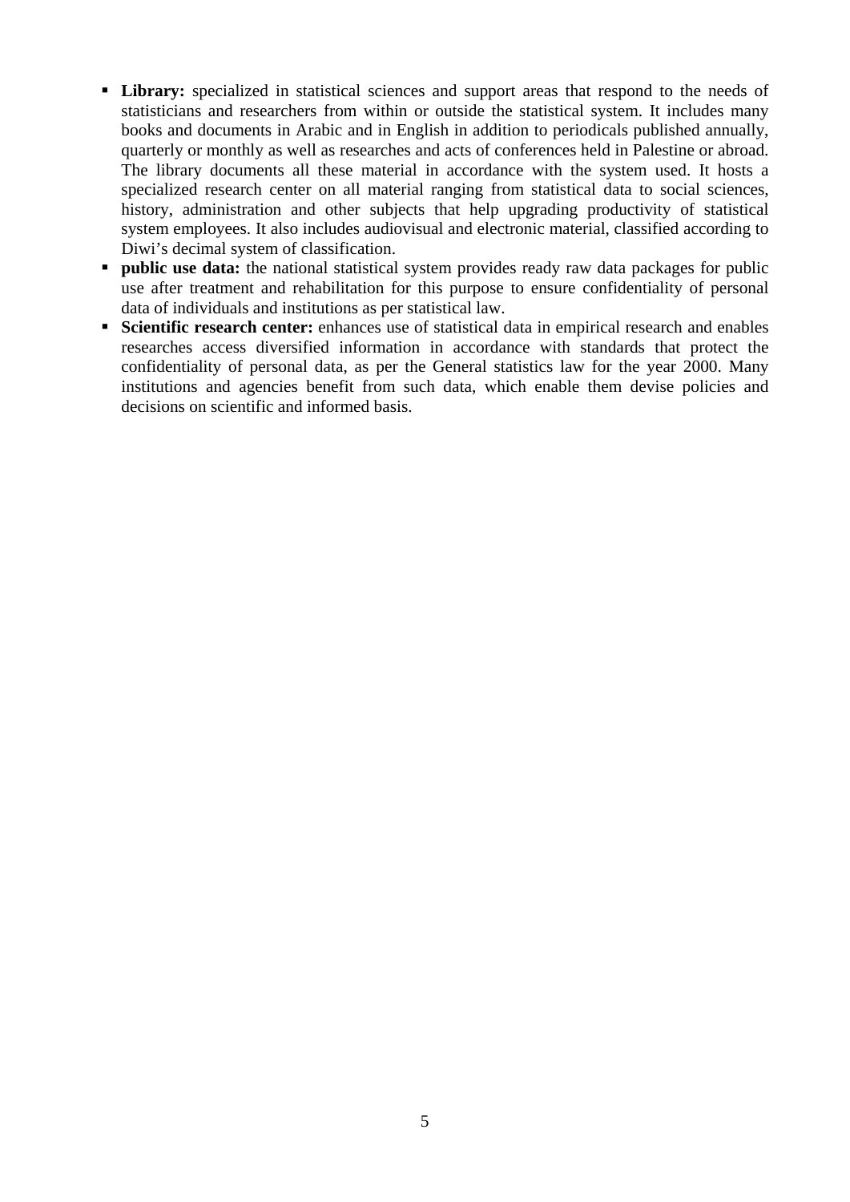- **Library:** specialized in statistical sciences and support areas that respond to the needs of statisticians and researchers from within or outside the statistical system. It includes many books and documents in Arabic and in English in addition to periodicals published annually, quarterly or monthly as well as researches and acts of conferences held in Palestine or abroad. The library documents all these material in accordance with the system used. It hosts a specialized research center on all material ranging from statistical data to social sciences, history, administration and other subjects that help upgrading productivity of statistical system employees. It also includes audiovisual and electronic material, classified according to Diwi's decimal system of classification.
- **public use data:** the national statistical system provides ready raw data packages for public use after treatment and rehabilitation for this purpose to ensure confidentiality of personal data of individuals and institutions as per statistical law.
- **Scientific research center:** enhances use of statistical data in empirical research and enables researches access diversified information in accordance with standards that protect the confidentiality of personal data, as per the General statistics law for the year 2000. Many institutions and agencies benefit from such data, which enable them devise policies and decisions on scientific and informed basis.